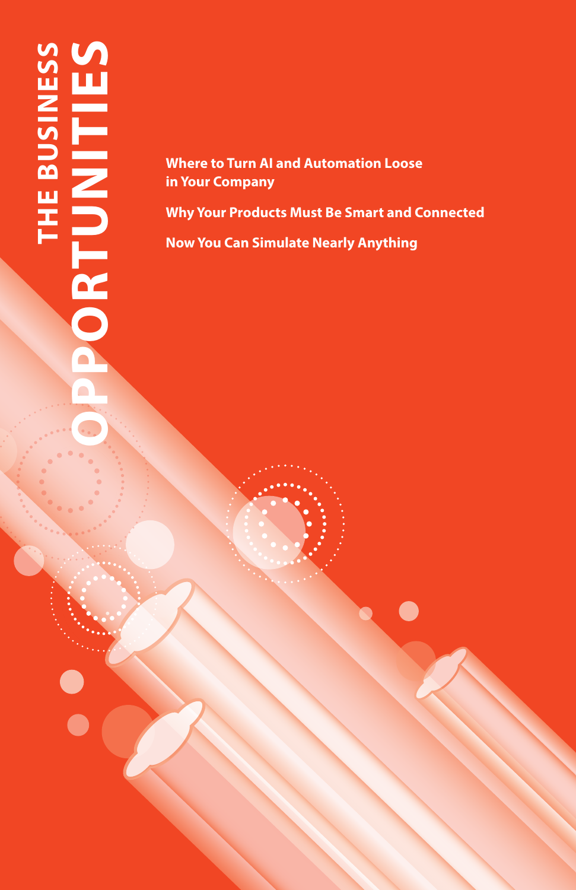# THE BUSINESS OPPORTUNITIES

**Where to Turn AI and Automation Loose in Your Company**

**Why Your Products Must Be Smart and Connected**

**Now You Can Simulate Nearly Anything**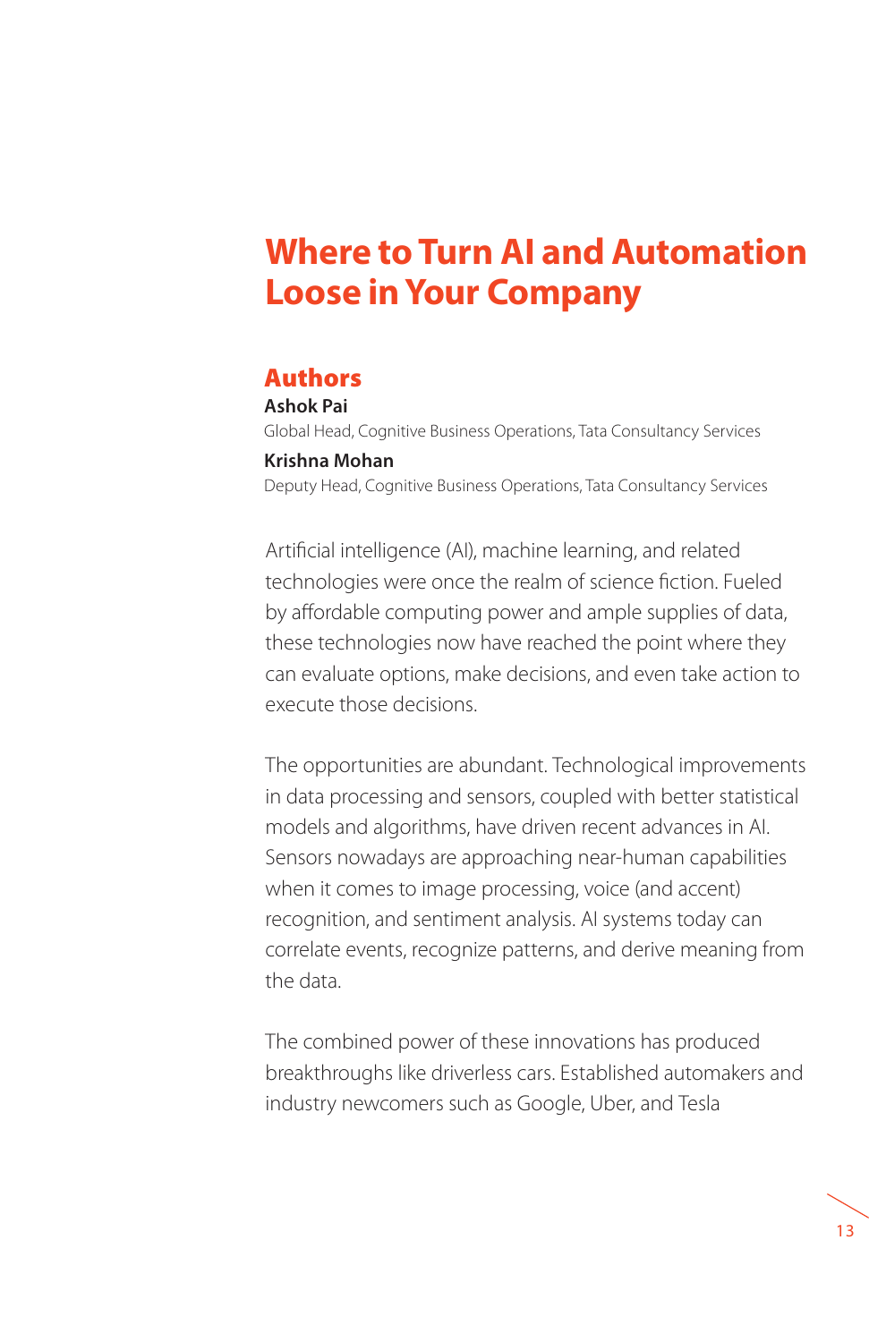# Where to Turn AI and Automation Loose in Your Company

## Authors

**Ashok Pai**
Global Head, Cognitive Business Operations, Tata Consultancy Services

**Krishna Mohan**
Deputy Head, Cognitive Business Operations, Tata Consultancy Services

Artificial intelligence (AI), machine learning, and related technologies were once the realm of science fiction. Fueled by affordable computing power and ample supplies of data, these technologies now have reached the point where they can evaluate options, make decisions, and even take action to execute those decisions.

The opportunities are abundant. Technological improvements in data processing and sensors, coupled with better statistical models and algorithms, have driven recent advances in AI. Sensors nowadays are approaching near-human capabilities when it comes to image processing, voice (and accent) recognition, and sentiment analysis. AI systems today can correlate events, recognize patterns, and derive meaning from the data.

The combined power of these innovations has produced breakthroughs like driverless cars. Established automakers and industry newcomers such as Google, Uber, and Tesla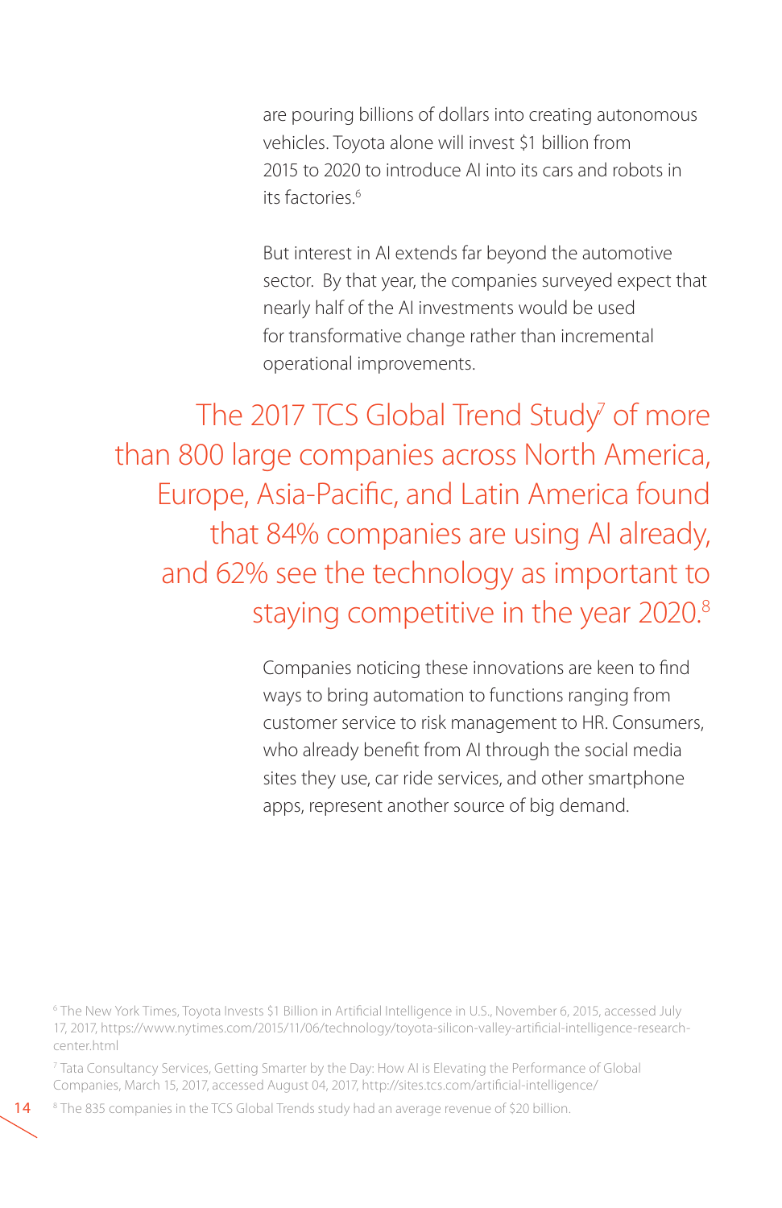are pouring billions of dollars into creating autonomous vehicles. Toyota alone will invest $1 billion from 2015 to 2020 to introduce AI into its cars and robots in its factories.[6]

But interest in AI extends far beyond the automotive sector. By that year, the companies surveyed expect that nearly half of the AI investments would be used for transformative change rather than incremental operational improvements.

> The 2017 TCS Global Trend Study[7] of more than 800 large companies across North America, Europe, Asia-Pacific, and Latin America found that 84% companies are using AI already, and 62% see the technology as important to staying competitive in the year 2020.[8]

Companies noticing these innovations are keen to find ways to bring automation to functions ranging from customer service to risk management to HR. Consumers, who already benefit from AI through the social media sites they use, car ride services, and other smartphone apps, represent another source of big demand.

---

[6] The New York Times, Toyota Invests $1 Billion in Artificial Intelligence in U.S., November 6, 2015, accessed July 17, 2017, https://www.nytimes.com/2015/11/06/technology/toyota-silicon-valley-artificial-intelligence-research-center.html

[7] Tata Consultancy Services, Getting Smarter by the Day: How AI is Elevating the Performance of Global Companies, March 15, 2017, accessed August 04, 2017, http://sites.tcs.com/artificial-intelligence/

[8] The 835 companies in the TCS Global Trends study had an average revenue of $20 billion.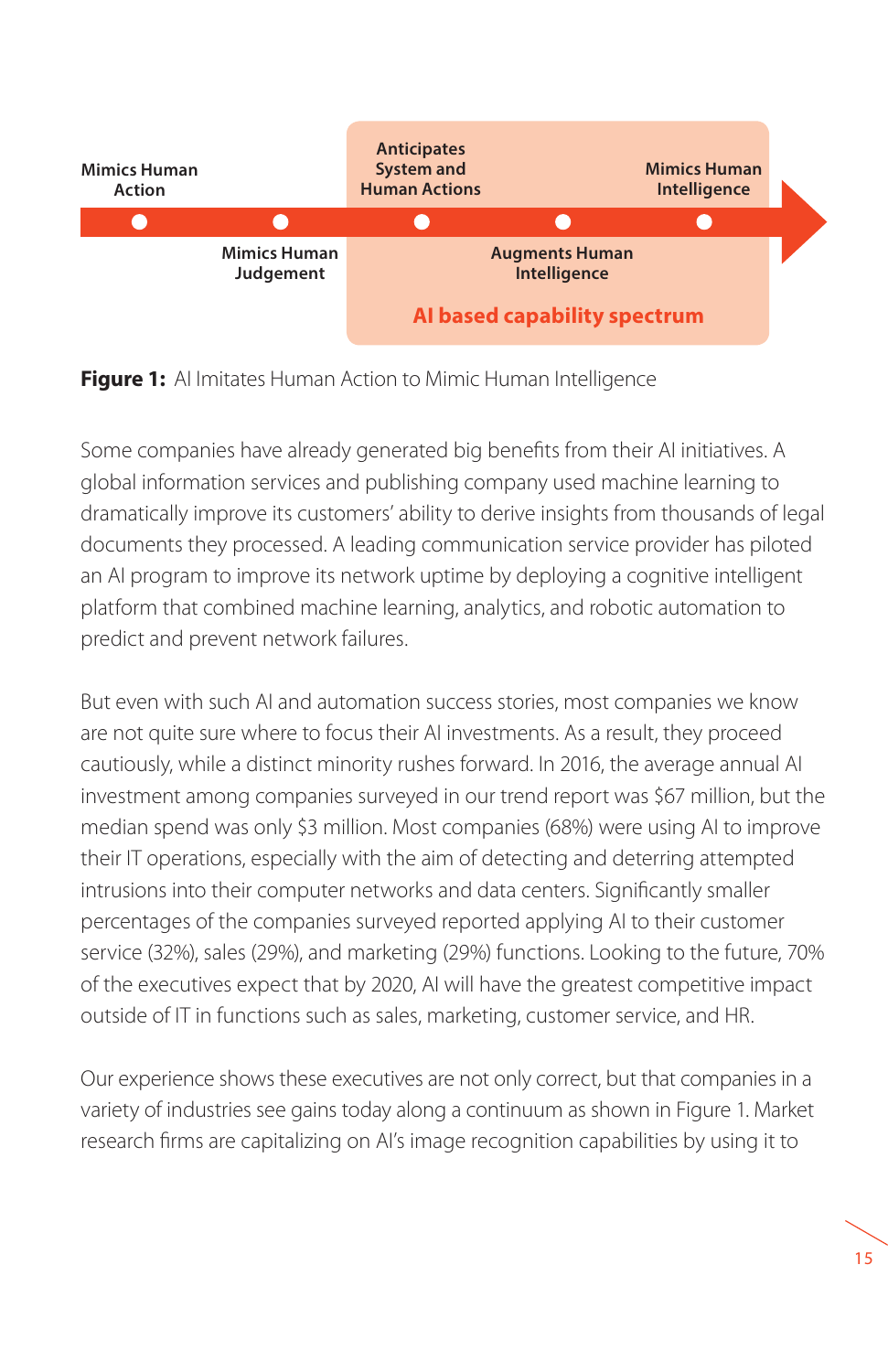Mimics Human Action

Mimics Human Judgement

Anticipates System and Human Actions

Augments Human Intelligence

Mimics Human Intelligence

**AI based capability spectrum**

**Figure 1:** AI Imitates Human Action to Mimic Human Intelligence

Some companies have already generated big benefits from their AI initiatives. A global information services and publishing company used machine learning to dramatically improve its customers' ability to derive insights from thousands of legal documents they processed. A leading communication service provider has piloted an AI program to improve its network uptime by deploying a cognitive intelligent platform that combined machine learning, analytics, and robotic automation to predict and prevent network failures.

But even with such AI and automation success stories, most companies we know are not quite sure where to focus their AI investments. As a result, they proceed cautiously, while a distinct minority rushes forward. In 2016, the average annual AI investment among companies surveyed in our trend report was $67 million, but the median spend was only $3 million. Most companies (68%) were using AI to improve their IT operations, especially with the aim of detecting and deterring attempted intrusions into their computer networks and data centers. Significantly smaller percentages of the companies surveyed reported applying AI to their customer service (32%), sales (29%), and marketing (29%) functions. Looking to the future, 70% of the executives expect that by 2020, AI will have the greatest competitive impact outside of IT in functions such as sales, marketing, customer service, and HR.

Our experience shows these executives are not only correct, but that companies in a variety of industries see gains today along a continuum as shown in Figure 1. Market research firms are capitalizing on AI's image recognition capabilities by using it to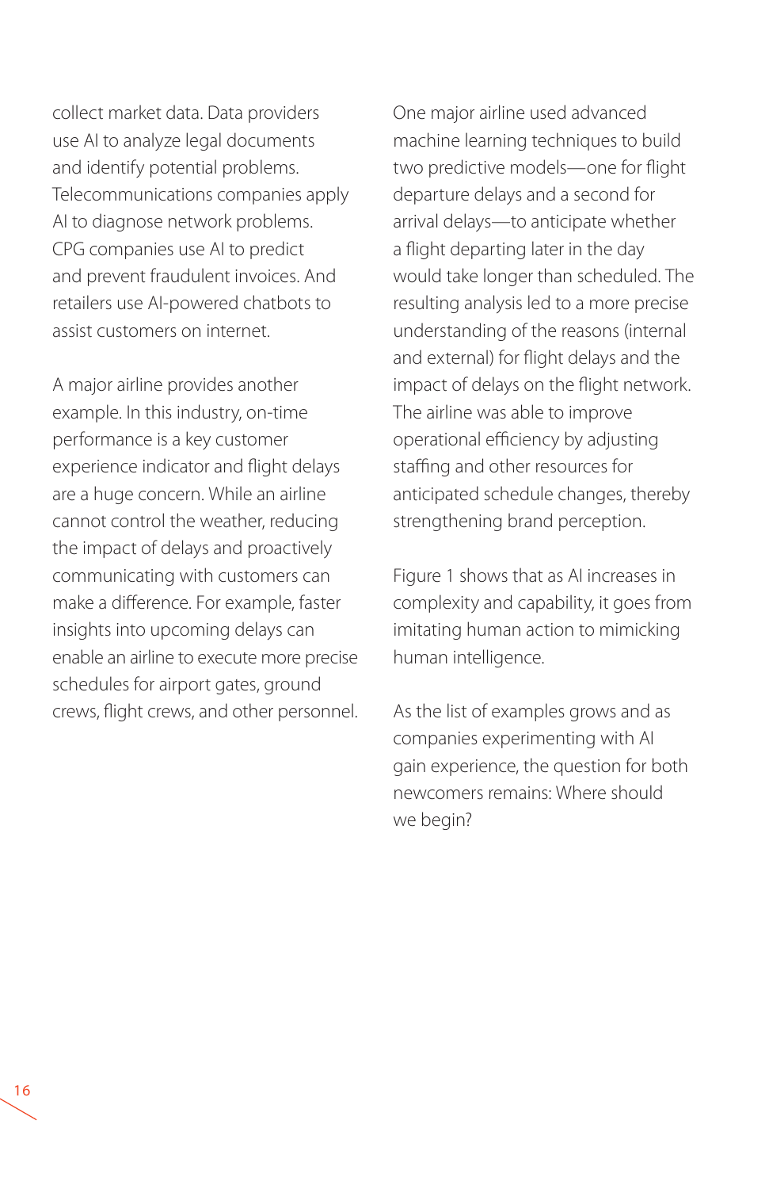collect market data. Data providers use AI to analyze legal documents and identify potential problems. Telecommunications companies apply AI to diagnose network problems. CPG companies use AI to predict and prevent fraudulent invoices. And retailers use AI-powered chatbots to assist customers on internet.

A major airline provides another example. In this industry, on-time performance is a key customer experience indicator and flight delays are a huge concern. While an airline cannot control the weather, reducing the impact of delays and proactively communicating with customers can make a difference. For example, faster insights into upcoming delays can enable an airline to execute more precise schedules for airport gates, ground crews, flight crews, and other personnel.

One major airline used advanced machine learning techniques to build two predictive models—one for flight departure delays and a second for arrival delays—to anticipate whether a flight departing later in the day would take longer than scheduled. The resulting analysis led to a more precise understanding of the reasons (internal and external) for flight delays and the impact of delays on the flight network. The airline was able to improve operational efficiency by adjusting staffing and other resources for anticipated schedule changes, thereby strengthening brand perception.

Figure 1 shows that as AI increases in complexity and capability, it goes from imitating human action to mimicking human intelligence.

As the list of examples grows and as companies experimenting with AI gain experience, the question for both newcomers remains: Where should we begin?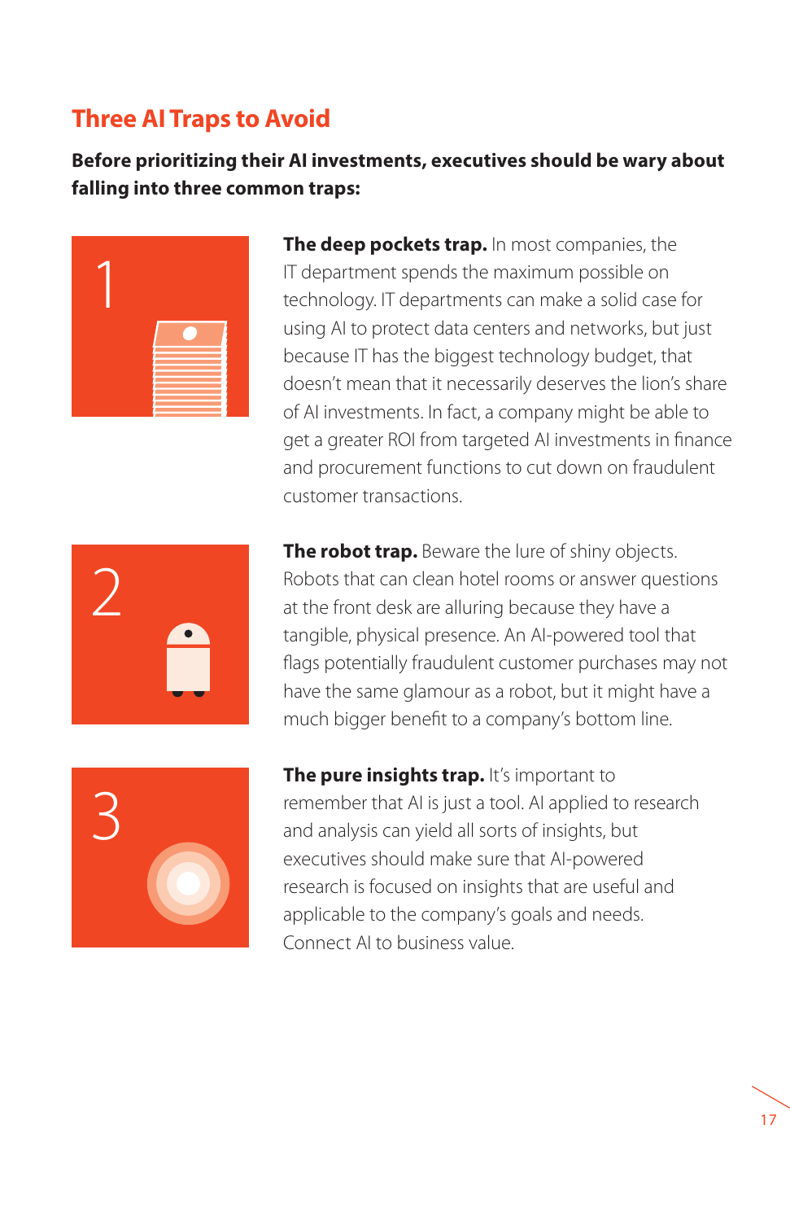## Three AI Traps to Avoid

**Before prioritizing their AI investments, executives should be wary about falling into three common traps:**

1

**The deep pockets trap.** In most companies, the IT department spends the maximum possible on technology. IT departments can make a solid case for using AI to protect data centers and networks, but just because IT has the biggest technology budget, that doesn't mean that it necessarily deserves the lion's share of AI investments. In fact, a company might be able to get a greater ROI from targeted AI investments in finance and procurement functions to cut down on fraudulent customer transactions.

2

**The robot trap.** Beware the lure of shiny objects. Robots that can clean hotel rooms or answer questions at the front desk are alluring because they have a tangible, physical presence. An AI-powered tool that flags potentially fraudulent customer purchases may not have the same glamour as a robot, but it might have a much bigger benefit to a company's bottom line.

3

**The pure insights trap.** It's important to remember that AI is just a tool. AI applied to research and analysis can yield all sorts of insights, but executives should make sure that AI-powered research is focused on insights that are useful and applicable to the company's goals and needs. Connect AI to business value.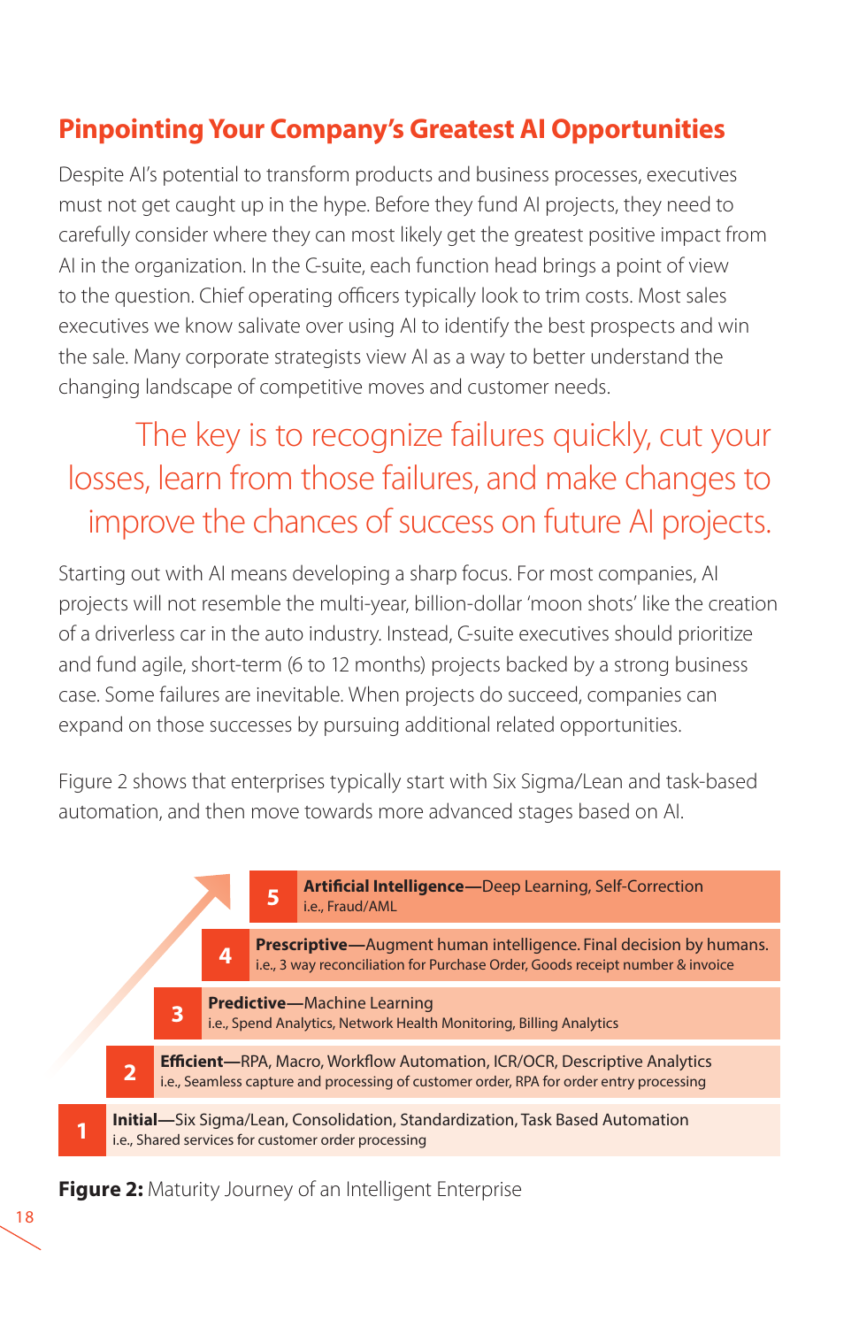## Pinpointing Your Company's Greatest AI Opportunities

Despite AI's potential to transform products and business processes, executives must not get caught up in the hype. Before they fund AI projects, they need to carefully consider where they can most likely get the greatest positive impact from AI in the organization. In the C-suite, each function head brings a point of view to the question. Chief operating officers typically look to trim costs. Most sales executives we know salivate over using AI to identify the best prospects and win the sale. Many corporate strategists view AI as a way to better understand the changing landscape of competitive moves and customer needs.

> The key is to recognize failures quickly, cut your losses, learn from those failures, and make changes to improve the chances of success on future AI projects.

Starting out with AI means developing a sharp focus. For most companies, AI projects will not resemble the multi-year, billion-dollar 'moon shots' like the creation of a driverless car in the auto industry. Instead, C-suite executives should prioritize and fund agile, short-term (6 to 12 months) projects backed by a strong business case. Some failures are inevitable. When projects do succeed, companies can expand on those successes by pursuing additional related opportunities.

Figure 2 shows that enterprises typically start with Six Sigma/Lean and task-based automation, and then move towards more advanced stages based on AI.

| Stage | Description |
| --- | --- |
| 5 | **Artificial Intelligence**—Deep Learning, Self-Correction<br>i.e., Fraud/AML |
| 4 | **Prescriptive**—Augment human intelligence. Final decision by humans.<br>i.e., 3 way reconciliation for Purchase Order, Goods receipt number & invoice |
| 3 | **Predictive**—Machine Learning<br>i.e., Spend Analytics, Network Health Monitoring, Billing Analytics |
| 2 | **Efficient**—RPA, Macro, Workflow Automation, ICR/OCR, Descriptive Analytics<br>i.e., Seamless capture and processing of customer order, RPA for order entry processing |
| 1 | **Initial**—Six Sigma/Lean, Consolidation, Standardization, Task Based Automation<br>i.e., Shared services for customer order processing |

**Figure 2:** Maturity Journey of an Intelligent Enterprise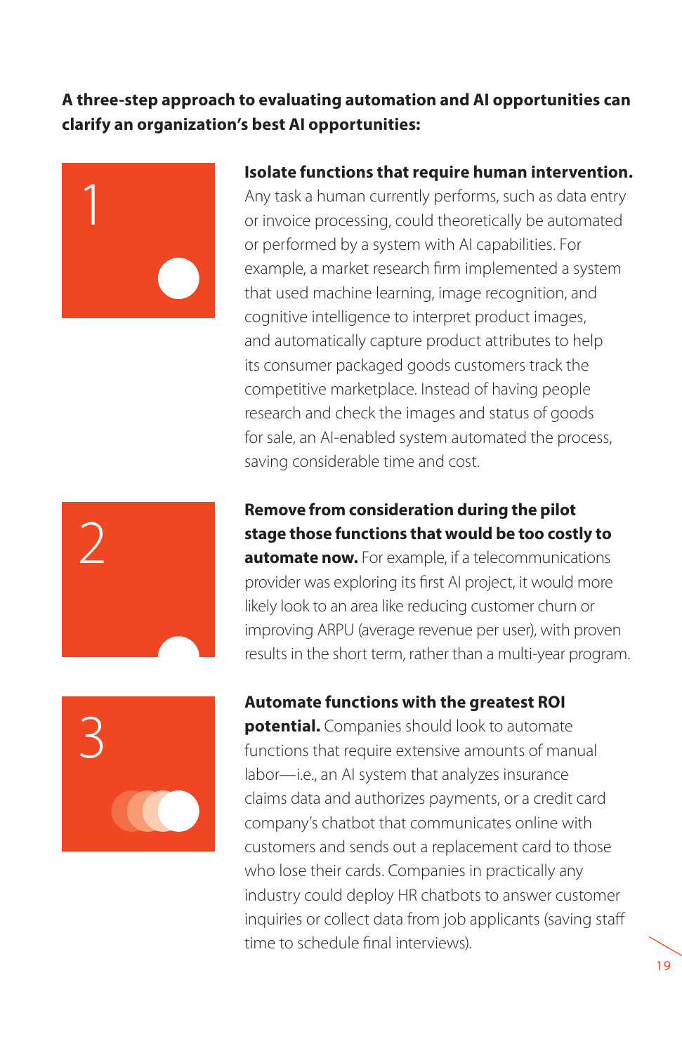**A three-step approach to evaluating automation and AI opportunities can clarify an organization's best AI opportunities:**

1. **Isolate functions that require human intervention.** Any task a human currently performs, such as data entry or invoice processing, could theoretically be automated or performed by a system with AI capabilities. For example, a market research firm implemented a system that used machine learning, image recognition, and cognitive intelligence to interpret product images, and automatically capture product attributes to help its consumer packaged goods customers track the competitive marketplace. Instead of having people research and check the images and status of goods for sale, an AI-enabled system automated the process, saving considerable time and cost.

2. **Remove from consideration during the pilot stage those functions that would be too costly to automate now.** For example, if a telecommunications provider was exploring its first AI project, it would more likely look to an area like reducing customer churn or improving ARPU (average revenue per user), with proven results in the short term, rather than a multi-year program.

3. **Automate functions with the greatest ROI potential.** Companies should look to automate functions that require extensive amounts of manual labor—i.e., an AI system that analyzes insurance claims data and authorizes payments, or a credit card company's chatbot that communicates online with customers and sends out a replacement card to those who lose their cards. Companies in practically any industry could deploy HR chatbots to answer customer inquiries or collect data from job applicants (saving staff time to schedule final interviews).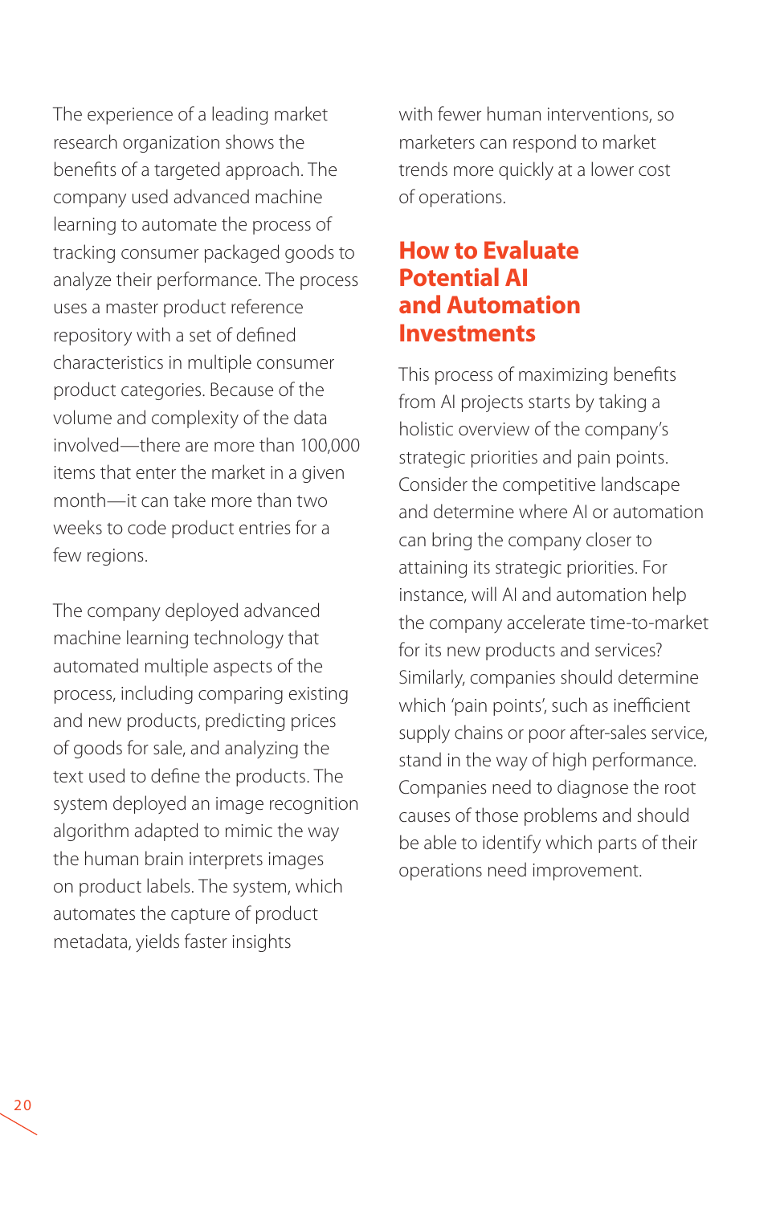The experience of a leading market research organization shows the benefits of a targeted approach. The company used advanced machine learning to automate the process of tracking consumer packaged goods to analyze their performance. The process uses a master product reference repository with a set of defined characteristics in multiple consumer product categories. Because of the volume and complexity of the data involved—there are more than 100,000 items that enter the market in a given month—it can take more than two weeks to code product entries for a few regions.

The company deployed advanced machine learning technology that automated multiple aspects of the process, including comparing existing and new products, predicting prices of goods for sale, and analyzing the text used to define the products. The system deployed an image recognition algorithm adapted to mimic the way the human brain interprets images on product labels. The system, which automates the capture of product metadata, yields faster insights with fewer human interventions, so marketers can respond to market trends more quickly at a lower cost of operations.

## How to Evaluate Potential AI and Automation Investments

This process of maximizing benefits from AI projects starts by taking a holistic overview of the company's strategic priorities and pain points. Consider the competitive landscape and determine where AI or automation can bring the company closer to attaining its strategic priorities. For instance, will AI and automation help the company accelerate time-to-market for its new products and services? Similarly, companies should determine which 'pain points', such as inefficient supply chains or poor after-sales service, stand in the way of high performance. Companies need to diagnose the root causes of those problems and should be able to identify which parts of their operations need improvement.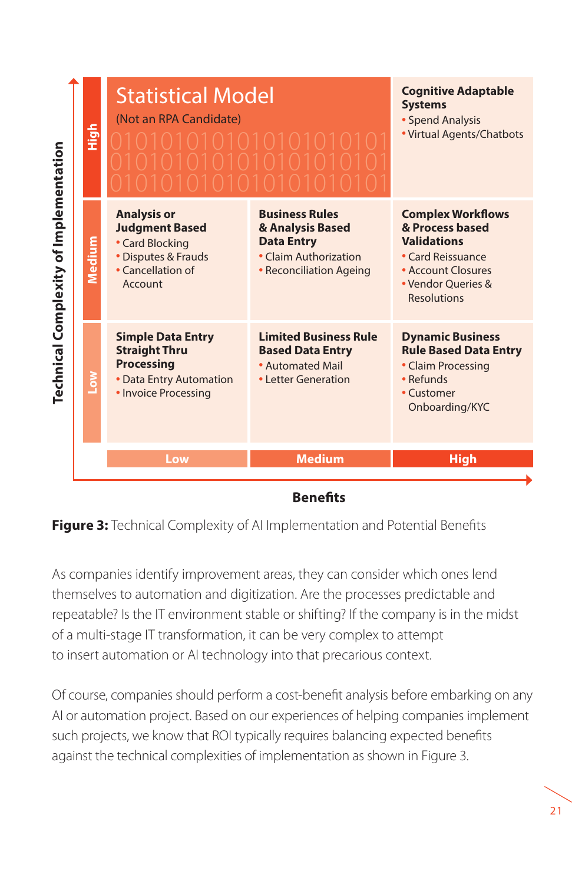| Technical Complexity of Implementation | Low (Benefits) | Medium (Benefits) | High (Benefits) |
|---|---|---|---|
| High | **Statistical Model** (Not an RPA Candidate) | | **Cognitive Adaptable Systems**<br>• Spend Analysis<br>• Virtual Agents/Chatbots |
| Medium | **Analysis or Judgment Based**<br>• Card Blocking<br>• Disputes & Frauds<br>• Cancellation of Account | **Business Rules & Analysis Based Data Entry**<br>• Claim Authorization<br>• Reconciliation Ageing | **Complex Workflows & Process based Validations**<br>• Card Reissuance<br>• Account Closures<br>• Vendor Queries & Resolutions |
| Low | **Simple Data Entry Straight Thru Processing**<br>• Data Entry Automation<br>• Invoice Processing | **Limited Business Rule Based Data Entry**<br>• Automated Mail<br>• Letter Generation | **Dynamic Business Rule Based Data Entry**<br>• Claim Processing<br>• Refunds<br>• Customer Onboarding/KYC |

**Figure 3:** Technical Complexity of AI Implementation and Potential Benefits

As companies identify improvement areas, they can consider which ones lend themselves to automation and digitization. Are the processes predictable and repeatable? Is the IT environment stable or shifting? If the company is in the midst of a multi-stage IT transformation, it can be very complex to attempt to insert automation or AI technology into that precarious context.

Of course, companies should perform a cost-benefit analysis before embarking on any AI or automation project. Based on our experiences of helping companies implement such projects, we know that ROI typically requires balancing expected benefits against the technical complexities of implementation as shown in Figure 3.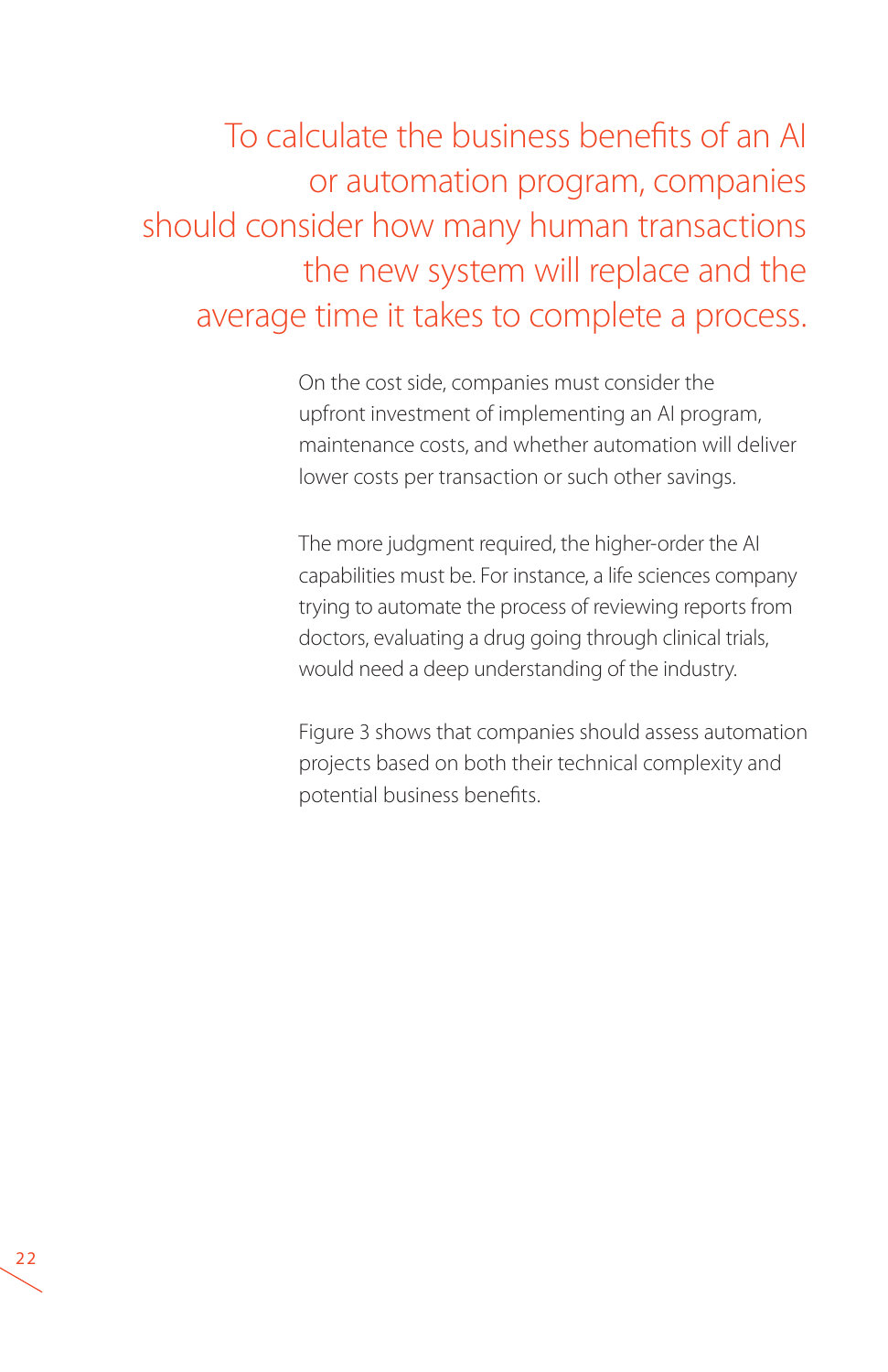> To calculate the business benefits of an AI or automation program, companies should consider how many human transactions the new system will replace and the average time it takes to complete a process.

On the cost side, companies must consider the upfront investment of implementing an AI program, maintenance costs, and whether automation will deliver lower costs per transaction or such other savings.

The more judgment required, the higher-order the AI capabilities must be. For instance, a life sciences company trying to automate the process of reviewing reports from doctors, evaluating a drug going through clinical trials, would need a deep understanding of the industry.

Figure 3 shows that companies should assess automation projects based on both their technical complexity and potential business benefits.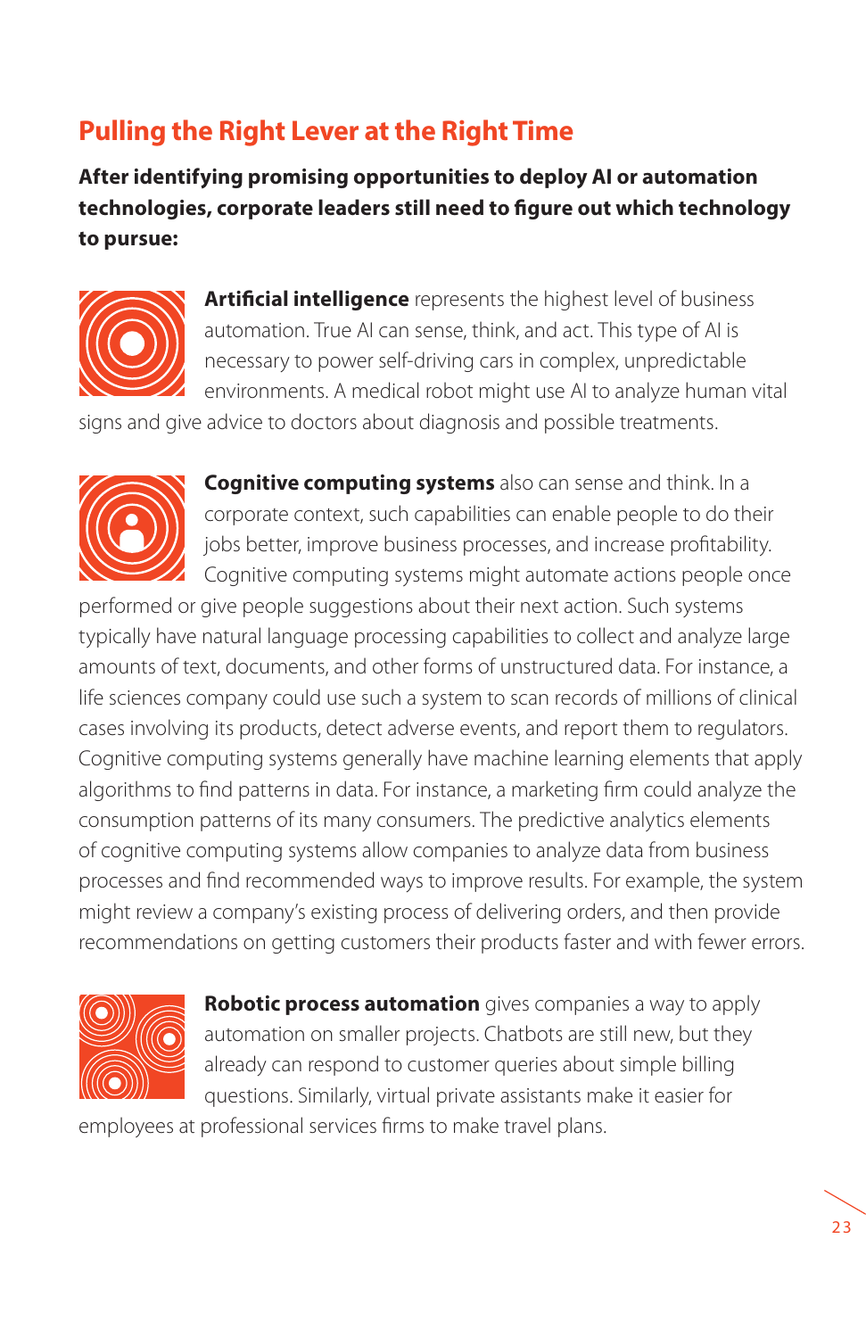## Pulling the Right Lever at the Right Time

**After identifying promising opportunities to deploy AI or automation technologies, corporate leaders still need to figure out which technology to pursue:**

**Artificial intelligence** represents the highest level of business automation. True AI can sense, think, and act. This type of AI is necessary to power self-driving cars in complex, unpredictable environments. A medical robot might use AI to analyze human vital signs and give advice to doctors about diagnosis and possible treatments.

**Cognitive computing systems** also can sense and think. In a corporate context, such capabilities can enable people to do their jobs better, improve business processes, and increase profitability. Cognitive computing systems might automate actions people once performed or give people suggestions about their next action. Such systems typically have natural language processing capabilities to collect and analyze large amounts of text, documents, and other forms of unstructured data. For instance, a life sciences company could use such a system to scan records of millions of clinical cases involving its products, detect adverse events, and report them to regulators. Cognitive computing systems generally have machine learning elements that apply algorithms to find patterns in data. For instance, a marketing firm could analyze the consumption patterns of its many consumers. The predictive analytics elements of cognitive computing systems allow companies to analyze data from business processes and find recommended ways to improve results. For example, the system might review a company's existing process of delivering orders, and then provide recommendations on getting customers their products faster and with fewer errors.

**Robotic process automation** gives companies a way to apply automation on smaller projects. Chatbots are still new, but they already can respond to customer queries about simple billing questions. Similarly, virtual private assistants make it easier for employees at professional services firms to make travel plans.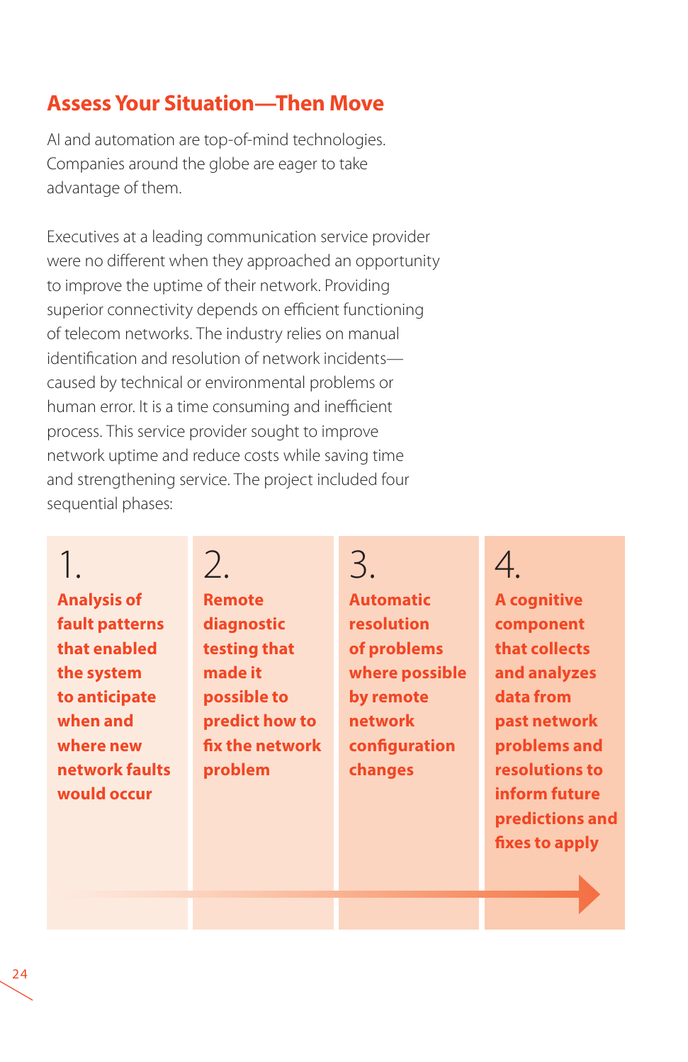## Assess Your Situation—Then Move

AI and automation are top-of-mind technologies. Companies around the globe are eager to take advantage of them.

Executives at a leading communication service provider were no different when they approached an opportunity to improve the uptime of their network. Providing superior connectivity depends on efficient functioning of telecom networks. The industry relies on manual identification and resolution of network incidents—caused by technical or environmental problems or human error. It is a time consuming and inefficient process. This service provider sought to improve network uptime and reduce costs while saving time and strengthening service. The project included four sequential phases:

1. **Analysis of fault patterns that enabled the system to anticipate when and where new network faults would occur**
2. **Remote diagnostic testing that made it possible to predict how to fix the network problem**
3. **Automatic resolution of problems where possible by remote network configuration changes**
4. **A cognitive component that collects and analyzes data from past network problems and resolutions to inform future predictions and fixes to apply**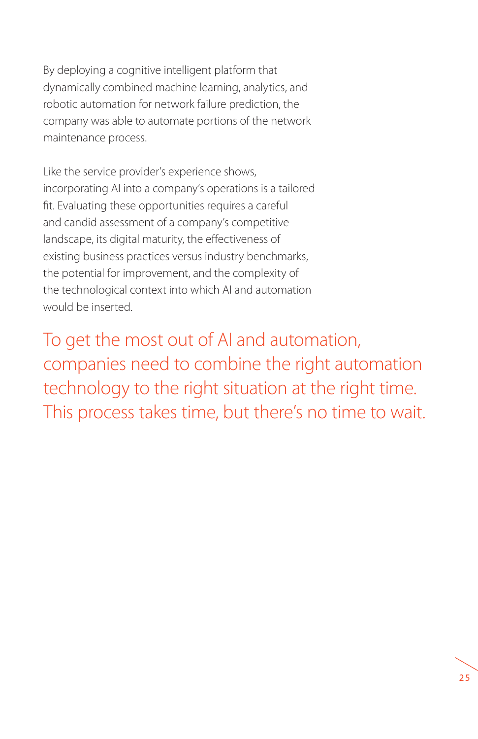By deploying a cognitive intelligent platform that dynamically combined machine learning, analytics, and robotic automation for network failure prediction, the company was able to automate portions of the network maintenance process.

Like the service provider's experience shows, incorporating AI into a company's operations is a tailored fit. Evaluating these opportunities requires a careful and candid assessment of a company's competitive landscape, its digital maturity, the effectiveness of existing business practices versus industry benchmarks, the potential for improvement, and the complexity of the technological context into which AI and automation would be inserted.

To get the most out of AI and automation, companies need to combine the right automation technology to the right situation at the right time. This process takes time, but there's no time to wait.